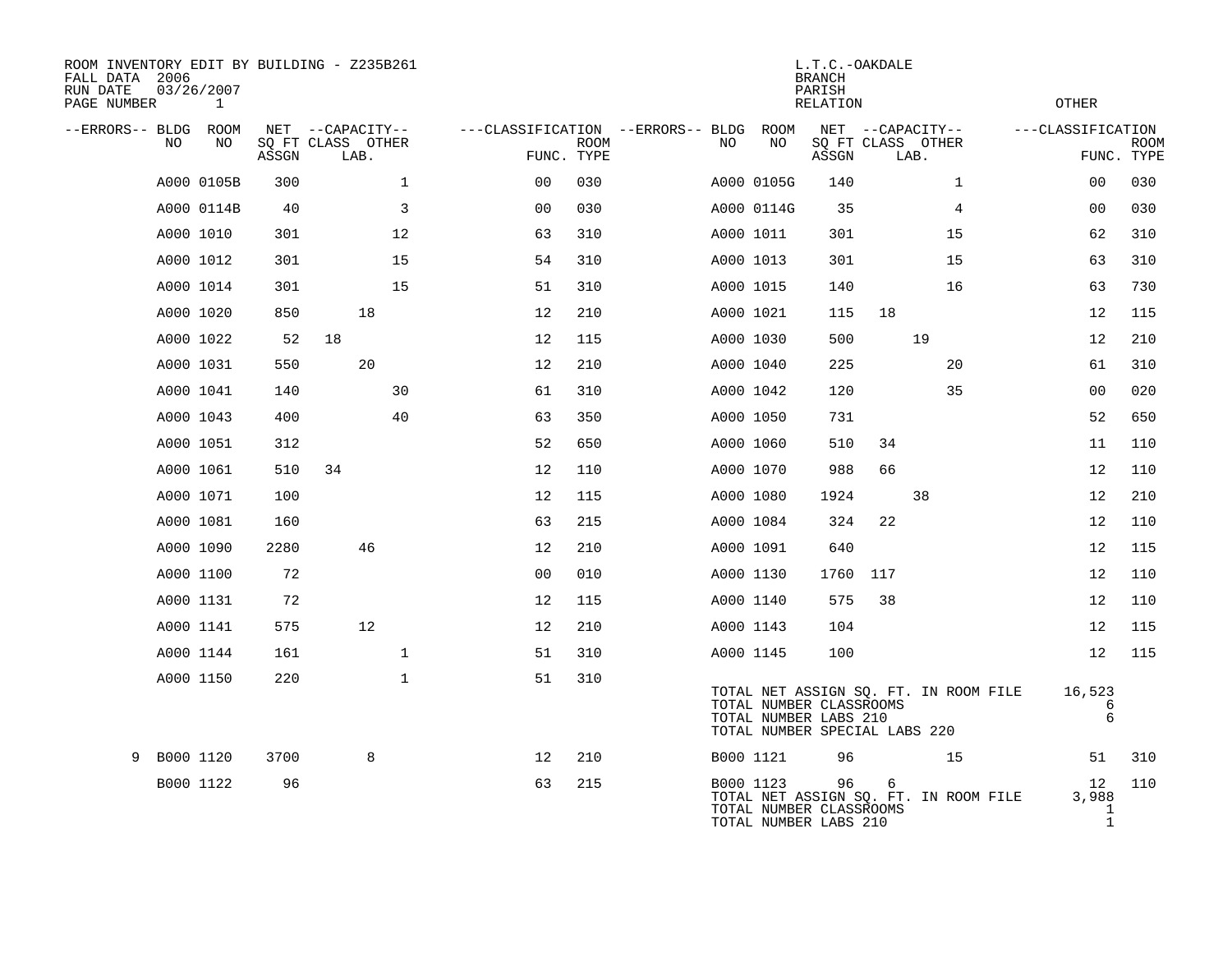ROOM INVENTORY EDIT BY BUILDING - Z235B261
FALL DATA 2006
RUN DATE 03/26/2007
PAGE NUMBER 1

L.T.C.-OAKDALE
BRANCH
PARISH
RELATION
OTHER

| --ERRORS-- | BLDG NO | ROOM NO | NET SQ FT ASSGN | CAPACITY CLASS | CAPACITY LAB. | CAPACITY OTHER | CLASSIFICATION FUNC. | ROOM TYPE | --ERRORS-- | BLDG NO | ROOM NO | NET SQ FT ASSGN | CAPACITY CLASS | CAPACITY LAB. | CAPACITY OTHER | CLASSIFICATION FUNC. | ROOM TYPE |
|---|---|---|---|---|---|---|---|---|---|---|---|---|---|---|---|---|---|
| | A000 | 0105B | 300 | | | 1 | 00 | 030 | | A000 | 0105G | 140 | | | 1 | 00 | 030 |
| | A000 | 0114B | 40 | | | 3 | 00 | 030 | | A000 | 0114G | 35 | | | 4 | 00 | 030 |
| | A000 | 1010 | 301 | | | 12 | 63 | 310 | | A000 | 1011 | 301 | | | 15 | 62 | 310 |
| | A000 | 1012 | 301 | | | 15 | 54 | 310 | | A000 | 1013 | 301 | | | 15 | 63 | 310 |
| | A000 | 1014 | 301 | | | 15 | 51 | 310 | | A000 | 1015 | 140 | | | 16 | 63 | 730 |
| | A000 | 1020 | 850 | | 18 | | 12 | 210 | | A000 | 1021 | 115 | 18 | | | 12 | 115 |
| | A000 | 1022 | 52 | 18 | | | 12 | 115 | | A000 | 1030 | 500 | | 19 | | 12 | 210 |
| | A000 | 1031 | 550 | | 20 | | 12 | 210 | | A000 | 1040 | 225 | | | 20 | 61 | 310 |
| | A000 | 1041 | 140 | | | 30 | 61 | 310 | | A000 | 1042 | 120 | | | 35 | 00 | 020 |
| | A000 | 1043 | 400 | | | 40 | 63 | 350 | | A000 | 1050 | 731 | | | | 52 | 650 |
| | A000 | 1051 | 312 | | | | 52 | 650 | | A000 | 1060 | 510 | 34 | | | 11 | 110 |
| | A000 | 1061 | 510 | 34 | | | 12 | 110 | | A000 | 1070 | 988 | 66 | | | 12 | 110 |
| | A000 | 1071 | 100 | | | | 12 | 115 | | A000 | 1080 | 1924 | | 38 | | 12 | 210 |
| | A000 | 1081 | 160 | | | | 63 | 215 | | A000 | 1084 | 324 | 22 | | | 12 | 110 |
| | A000 | 1090 | 2280 | | 46 | | 12 | 210 | | A000 | 1091 | 640 | | | | 12 | 115 |
| | A000 | 1100 | 72 | | | | 00 | 010 | | A000 | 1130 | 1760 | 117 | | | 12 | 110 |
| | A000 | 1131 | 72 | | | | 12 | 115 | | A000 | 1140 | 575 | 38 | | | 12 | 110 |
| | A000 | 1141 | 575 | | 12 | | 12 | 210 | | A000 | 1143 | 104 | | | | 12 | 115 |
| | A000 | 1144 | 161 | | | 1 | 51 | 310 | | A000 | 1145 | 100 | | | | 12 | 115 |
| | A000 | 1150 | 220 | | | 1 | 51 | 310 | | | | | | | | | |

TOTAL NET ASSIGN SQ. FT. IN ROOM FILE 16,523
TOTAL NUMBER CLASSROOMS 6
TOTAL NUMBER LABS 210 6
TOTAL NUMBER SPECIAL LABS 220

| --ERRORS-- | BLDG NO | ROOM NO | NET SQ FT ASSGN | CAPACITY CLASS | CAPACITY LAB. | CAPACITY OTHER | CLASSIFICATION FUNC. | ROOM TYPE | --ERRORS-- | BLDG NO | ROOM NO | NET SQ FT ASSGN | CAPACITY CLASS | CAPACITY LAB. | CAPACITY OTHER | CLASSIFICATION FUNC. | ROOM TYPE |
|---|---|---|---|---|---|---|---|---|---|---|---|---|---|---|---|---|---|
| 9 | B000 | 1120 | 3700 | | 8 | | 12 | 210 | | B000 | 1121 | 96 | | | 15 | 51 | 310 |
| | B000 | 1122 | 96 | | | | 63 | 215 | | B000 | 1123 | 96 | 6 | | | 12 | 110 |

TOTAL NET ASSIGN SQ. FT. IN ROOM FILE 3,988
TOTAL NUMBER CLASSROOMS 1
TOTAL NUMBER LABS 210 1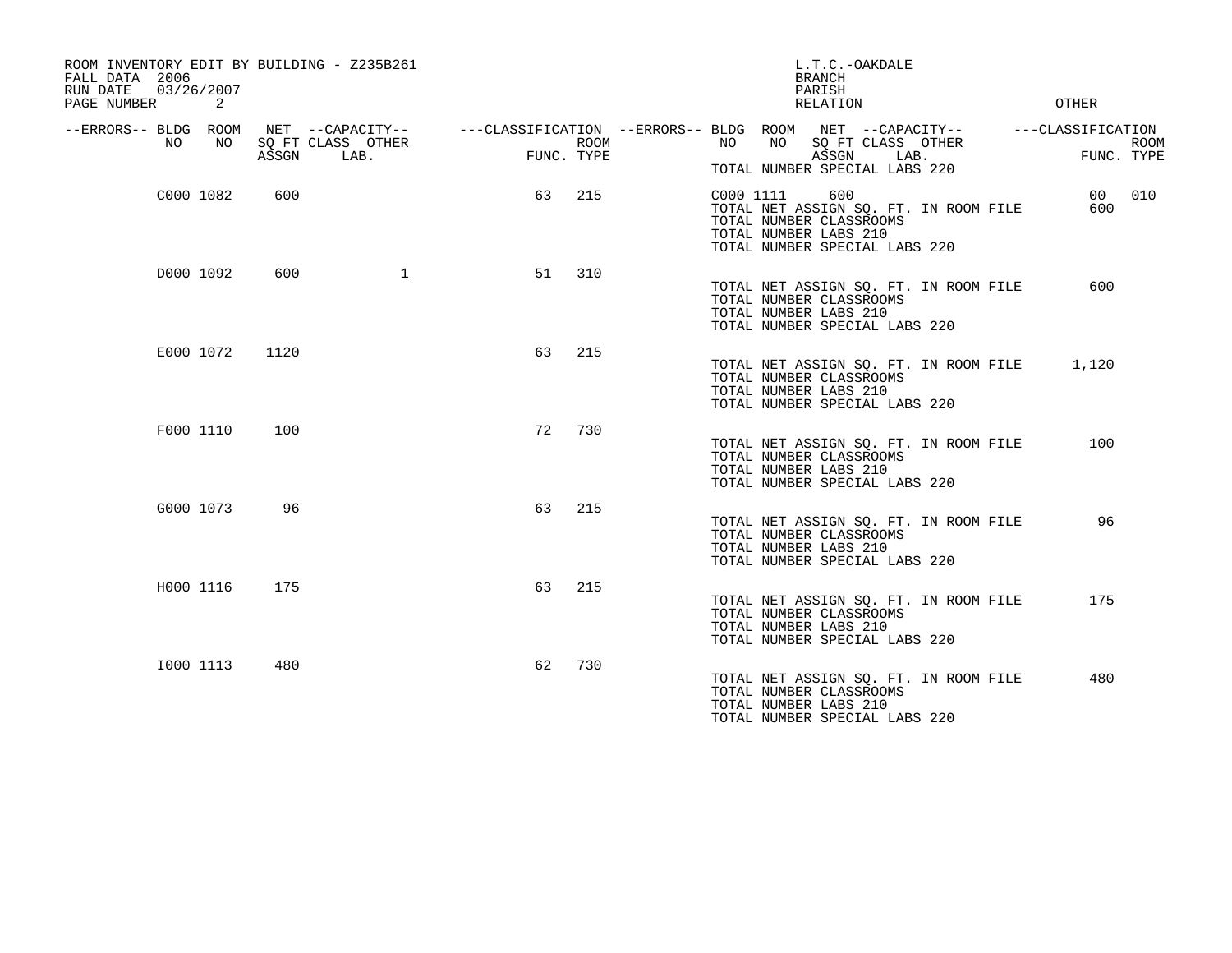ROOM INVENTORY EDIT BY BUILDING - Z235B261
FALL DATA 2006
RUN DATE 03/26/2007

L.T.C.-OAKDALE
BRANCH
PARISH
RELATION
OTHER

| --ERRORS-- | BLDG NO | ROOM NO | NET SQ FT ASSGN | --CAPACITY-- CLASS | LAB. | OTHER | ---CLASSIFICATION FUNC. | ROOM TYPE |
|---|---|---|---|---|---|---|---|---|
| | C000 | 1082 | 600 | | | | 63 | 215 |
| | C000 | 1111 | 600 | | | | 00 | 010 |
| | D000 | 1092 | 600 | | | 1 | 51 | 310 |
| | E000 | 1072 | 1120 | | | | 63 | 215 |
| | F000 | 1110 | 100 | | | | 72 | 730 |
| | G000 | 1073 | 96 | | | | 63 | 215 |
| | H000 | 1116 | 175 | | | | 63 | 215 |
| | I000 | 1113 | 480 | | | | 62 | 730 |

TOTAL NUMBER SPECIAL LABS 220

**C000**
TOTAL NET ASSIGN SQ. FT. IN ROOM FILE 600
TOTAL NUMBER CLASSROOMS
TOTAL NUMBER LABS 210
TOTAL NUMBER SPECIAL LABS 220

**D000**
TOTAL NET ASSIGN SQ. FT. IN ROOM FILE 600
TOTAL NUMBER CLASSROOMS
TOTAL NUMBER LABS 210
TOTAL NUMBER SPECIAL LABS 220

**E000**
TOTAL NET ASSIGN SQ. FT. IN ROOM FILE 1,120
TOTAL NUMBER CLASSROOMS
TOTAL NUMBER LABS 210
TOTAL NUMBER SPECIAL LABS 220

**F000**
TOTAL NET ASSIGN SQ. FT. IN ROOM FILE 100
TOTAL NUMBER CLASSROOMS
TOTAL NUMBER LABS 210
TOTAL NUMBER SPECIAL LABS 220

**G000**
TOTAL NET ASSIGN SQ. FT. IN ROOM FILE 96
TOTAL NUMBER CLASSROOMS
TOTAL NUMBER LABS 210
TOTAL NUMBER SPECIAL LABS 220

**H000**
TOTAL NET ASSIGN SQ. FT. IN ROOM FILE 175
TOTAL NUMBER CLASSROOMS
TOTAL NUMBER LABS 210
TOTAL NUMBER SPECIAL LABS 220

**I000**
TOTAL NET ASSIGN SQ. FT. IN ROOM FILE 480
TOTAL NUMBER CLASSROOMS
TOTAL NUMBER LABS 210
TOTAL NUMBER SPECIAL LABS 220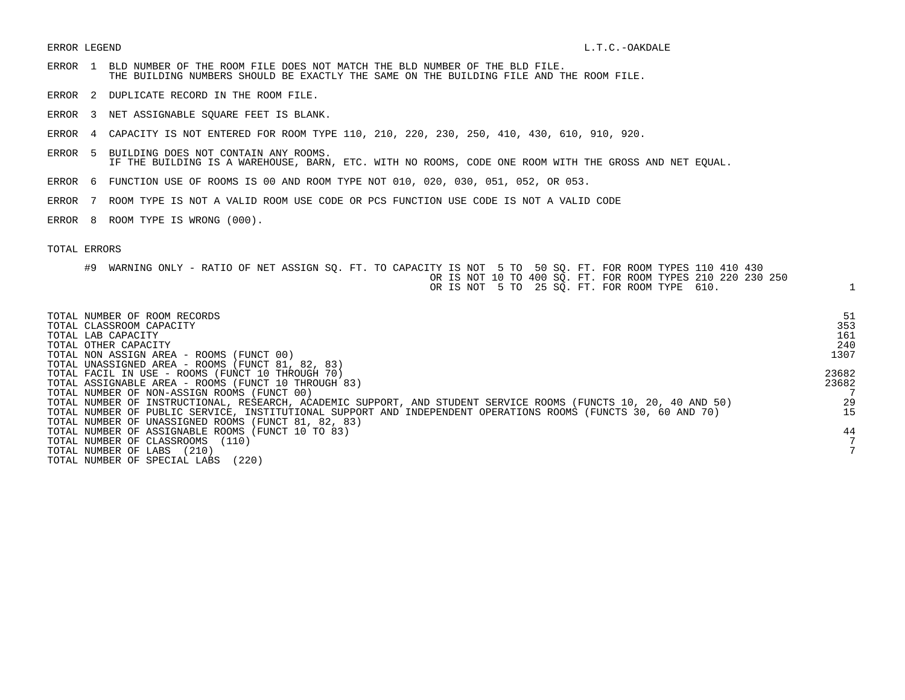ERROR LEGEND L.T.C.-OAKDALE

ERROR 1 BLD NUMBER OF THE ROOM FILE DOES NOT MATCH THE BLD NUMBER OF THE BLD FILE.
THE BUILDING NUMBERS SHOULD BE EXACTLY THE SAME ON THE BUILDING FILE AND THE ROOM FILE.

ERROR 2 DUPLICATE RECORD IN THE ROOM FILE.

ERROR 3 NET ASSIGNABLE SQUARE FEET IS BLANK.

ERROR 4 CAPACITY IS NOT ENTERED FOR ROOM TYPE 110, 210, 220, 230, 250, 410, 430, 610, 910, 920.

ERROR 5 BUILDING DOES NOT CONTAIN ANY ROOMS.
IF THE BUILDING IS A WAREHOUSE, BARN, ETC. WITH NO ROOMS, CODE ONE ROOM WITH THE GROSS AND NET EQUAL.

ERROR 6 FUNCTION USE OF ROOMS IS 00 AND ROOM TYPE NOT 010, 020, 030, 051, 052, OR 053.

ERROR 7 ROOM TYPE IS NOT A VALID ROOM USE CODE OR PCS FUNCTION USE CODE IS NOT A VALID CODE

ERROR 8 ROOM TYPE IS WRONG (000).

TOTAL ERRORS

| | |
|---|---|
| #9 WARNING ONLY - RATIO OF NET ASSIGN SQ. FT. TO CAPACITY IS NOT 5 TO 50 SQ. FT. FOR ROOM TYPES 110 410 430 OR IS NOT 10 TO 400 SQ. FT. FOR ROOM TYPES 210 220 230 250 OR IS NOT 5 TO 25 SQ. FT. FOR ROOM TYPE 610. | 1 |

| | |
|---|---|
| TOTAL NUMBER OF ROOM RECORDS | 51 |
| TOTAL CLASSROOM CAPACITY | 353 |
| TOTAL LAB CAPACITY | 161 |
| TOTAL OTHER CAPACITY | 240 |
| TOTAL NON ASSIGN AREA - ROOMS (FUNCT 00) | 1307 |
| TOTAL UNASSIGNED AREA - ROOMS (FUNCT 81, 82, 83) | |
| TOTAL FACIL IN USE - ROOMS (FUNCT 10 THROUGH 70) | 23682 |
| TOTAL ASSIGNABLE AREA - ROOMS (FUNCT 10 THROUGH 83) | 23682 |
| TOTAL NUMBER OF NON-ASSIGN ROOMS (FUNCT 00) | 7 |
| TOTAL NUMBER OF INSTRUCTIONAL, RESEARCH, ACADEMIC SUPPORT, AND STUDENT SERVICE ROOMS (FUNCTS 10, 20, 40 AND 50) | 29 |
| TOTAL NUMBER OF PUBLIC SERVICE, INSTITUTIONAL SUPPORT AND INDEPENDENT OPERATIONS ROOMS (FUNCTS 30, 60 AND 70) | 15 |
| TOTAL NUMBER OF UNASSIGNED ROOMS (FUNCT 81, 82, 83) | |
| TOTAL NUMBER OF ASSIGNABLE ROOMS (FUNCT 10 TO 83) | 44 |
| TOTAL NUMBER OF CLASSROOMS (110) | 7 |
| TOTAL NUMBER OF LABS (210) | 7 |
| TOTAL NUMBER OF SPECIAL LABS (220) | |